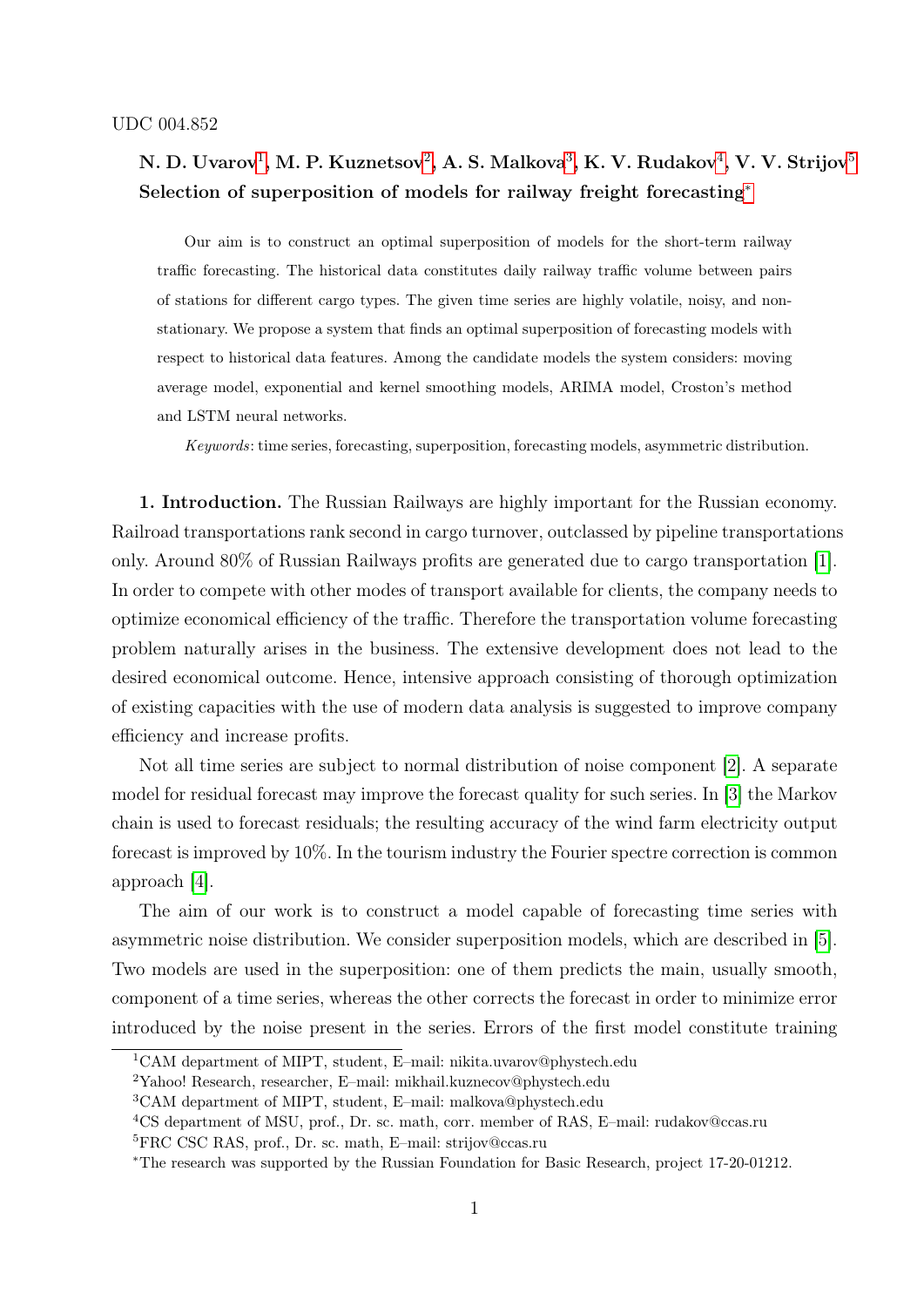UDC 004.852

**N. D. Uvarov[1], M. P. Kuznetsov[2], A. S. Malkova[3], K. V. Rudakov[4], V. V. Strijov[5]**
**Selection of superposition of models for railway freight forecasting[*]**

Our aim is to construct an optimal superposition of models for the short-term railway traffic forecasting. The historical data constitutes daily railway traffic volume between pairs of stations for different cargo types. The given time series are highly volatile, noisy, and non-stationary. We propose a system that finds an optimal superposition of forecasting models with respect to historical data features. Among the candidate models the system considers: moving average model, exponential and kernel smoothing models, ARIMA model, Croston's method and LSTM neural networks.

*Keywords*: time series, forecasting, superposition, forecasting models, asymmetric distribution.

**1. Introduction.** The Russian Railways are highly important for the Russian economy. Railroad transportations rank second in cargo turnover, outclassed by pipeline transportations only. Around 80% of Russian Railways profits are generated due to cargo transportation [1]. In order to compete with other modes of transport available for clients, the company needs to optimize economical efficiency of the traffic. Therefore the transportation volume forecasting problem naturally arises in the business. The extensive development does not lead to the desired economical outcome. Hence, intensive approach consisting of thorough optimization of existing capacities with the use of modern data analysis is suggested to improve company efficiency and increase profits.

Not all time series are subject to normal distribution of noise component [2]. A separate model for residual forecast may improve the forecast quality for such series. In [3] the Markov chain is used to forecast residuals; the resulting accuracy of the wind farm electricity output forecast is improved by 10%. In the tourism industry the Fourier spectre correction is common approach [4].

The aim of our work is to construct a model capable of forecasting time series with asymmetric noise distribution. We consider superposition models, which are described in [5]. Two models are used in the superposition: one of them predicts the main, usually smooth, component of a time series, whereas the other corrects the forecast in order to minimize error introduced by the noise present in the series. Errors of the first model constitute training

[1] CAM department of MIPT, student, E–mail: nikita.uvarov@phystech.edu
[2] Yahoo! Research, researcher, E–mail: mikhail.kuznecov@phystech.edu
[3] CAM department of MIPT, student, E–mail: malkova@phystech.edu
[4] CS department of MSU, prof., Dr. sc. math, corr. member of RAS, E–mail: rudakov@ccas.ru
[5] FRC CSC RAS, prof., Dr. sc. math, E–mail: strijov@ccas.ru
[*] The research was supported by the Russian Foundation for Basic Research, project 17-20-01212.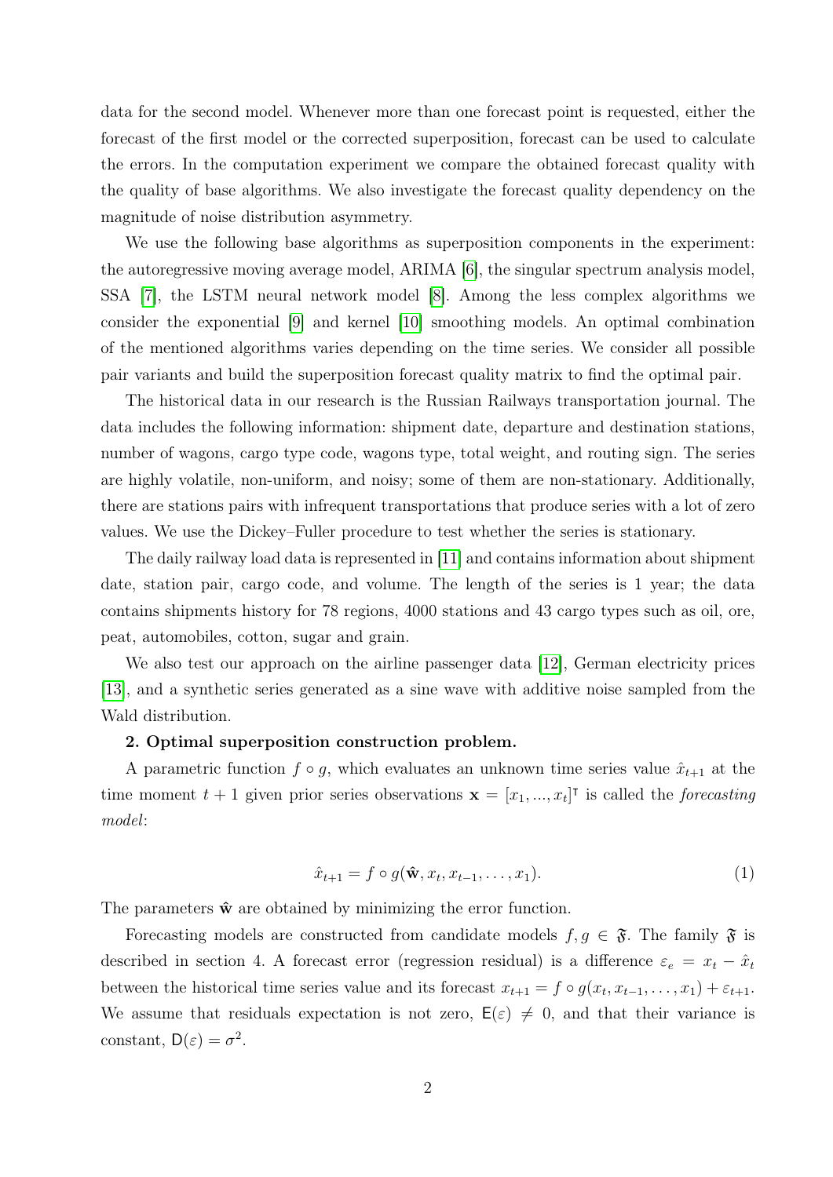data for the second model. Whenever more than one forecast point is requested, either the forecast of the first model or the corrected superposition, forecast can be used to calculate the errors. In the computation experiment we compare the obtained forecast quality with the quality of base algorithms. We also investigate the forecast quality dependency on the magnitude of noise distribution asymmetry.

We use the following base algorithms as superposition components in the experiment: the autoregressive moving average model, ARIMA [6], the singular spectrum analysis model, SSA [7], the LSTM neural network model [8]. Among the less complex algorithms we consider the exponential [9] and kernel [10] smoothing models. An optimal combination of the mentioned algorithms varies depending on the time series. We consider all possible pair variants and build the superposition forecast quality matrix to find the optimal pair.

The historical data in our research is the Russian Railways transportation journal. The data includes the following information: shipment date, departure and destination stations, number of wagons, cargo type code, wagons type, total weight, and routing sign. The series are highly volatile, non-uniform, and noisy; some of them are non-stationary. Additionally, there are stations pairs with infrequent transportations that produce series with a lot of zero values. We use the Dickey–Fuller procedure to test whether the series is stationary.

The daily railway load data is represented in [11] and contains information about shipment date, station pair, cargo code, and volume. The length of the series is 1 year; the data contains shipments history for 78 regions, 4000 stations and 43 cargo types such as oil, ore, peat, automobiles, cotton, sugar and grain.

We also test our approach on the airline passenger data [12], German electricity prices [13], and a synthetic series generated as a sine wave with additive noise sampled from the Wald distribution.

## 2. Optimal superposition construction problem.

A parametric function $f \circ g$, which evaluates an unknown time series value $\hat{x}_{t+1}$ at the time moment $t+1$ given prior series observations $\mathbf{x} = [x_1, ..., x_t]^\mathsf{T}$ is called the *forecasting model*:

$$\hat{x}_{t+1} = f \circ g(\hat{\mathbf{w}}, x_t, x_{t-1}, \ldots, x_1). \tag{1}$$

The parameters $\hat{\mathbf{w}}$ are obtained by minimizing the error function.

Forecasting models are constructed from candidate models $f, g \in \mathfrak{F}$. The family $\mathfrak{F}$ is described in section 4. A forecast error (regression residual) is a difference $\varepsilon_e = x_t - \hat{x}_t$ between the historical time series value and its forecast $x_{t+1} = f \circ g(x_t, x_{t-1}, \ldots, x_1) + \varepsilon_{t+1}$. We assume that residuals expectation is not zero, $\mathsf{E}(\varepsilon) \neq 0$, and that their variance is constant, $\mathsf{D}(\varepsilon) = \sigma^2$.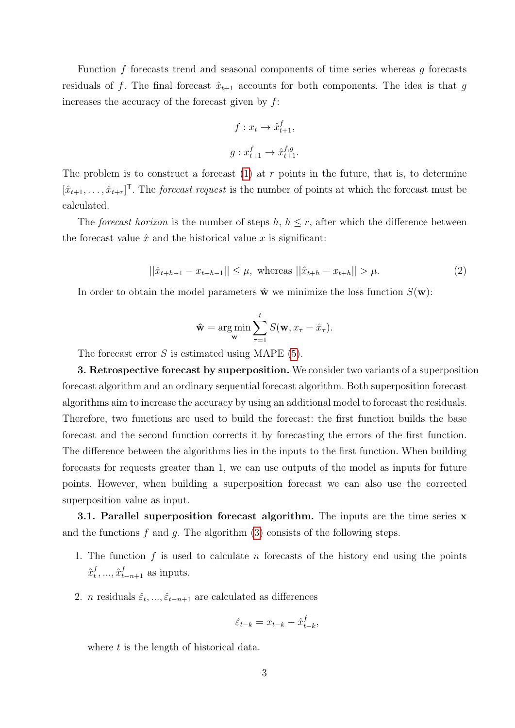Function $f$ forecasts trend and seasonal components of time series whereas $g$ forecasts residuals of $f$. The final forecast $\hat{x}_{t+1}$ accounts for both components. The idea is that $g$ increases the accuracy of the forecast given by $f$:

$$f : x_t \to \hat{x}^f_{t+1},$$

$$g : x^f_{t+1} \to \hat{x}^{f,g}_{t+1}.$$

The problem is to construct a forecast (1) at $r$ points in the future, that is, to determine $[\hat{x}_{t+1}, \ldots, \hat{x}_{t+r}]^\mathsf{T}$. The *forecast request* is the number of points at which the forecast must be calculated.

The *forecast horizon* is the number of steps $h$, $h \leq r$, after which the difference between the forecast value $\hat{x}$ and the historical value $x$ is significant:

$$||\hat{x}_{t+h-1} - x_{t+h-1}|| \leq \mu, \text{ whereas } ||\hat{x}_{t+h} - x_{t+h}|| > \mu. \tag{2}$$

In order to obtain the model parameters $\hat{\mathbf{w}}$ we minimize the loss function $S(\mathbf{w})$:

$$\hat{\mathbf{w}} = \arg\min_{\mathbf{w}} \sum_{\tau=1}^{t} S(\mathbf{w}, x_\tau - \hat{x}_\tau).$$

The forecast error $S$ is estimated using MAPE (5).

**3. Retrospective forecast by superposition.** We consider two variants of a superposition forecast algorithm and an ordinary sequential forecast algorithm. Both superposition forecast algorithms aim to increase the accuracy by using an additional model to forecast the residuals. Therefore, two functions are used to build the forecast: the first function builds the base forecast and the second function corrects it by forecasting the errors of the first function. The difference between the algorithms lies in the inputs to the first function. When building forecasts for requests greater than 1, we can use outputs of the model as inputs for future points. However, when building a superposition forecast we can also use the corrected superposition value as input.

**3.1. Parallel superposition forecast algorithm.** The inputs are the time series $\mathbf{x}$ and the functions $f$ and $g$. The algorithm (3) consists of the following steps.

1. The function $f$ is used to calculate $n$ forecasts of the history end using the points $\hat{x}^f_t, \ldots, \hat{x}^f_{t-n+1}$ as inputs.

2. $n$ residuals $\hat{\varepsilon}_t, \ldots, \hat{\varepsilon}_{t-n+1}$ are calculated as differences

$$\hat{\varepsilon}_{t-k} = x_{t-k} - \hat{x}^f_{t-k},$$

where $t$ is the length of historical data.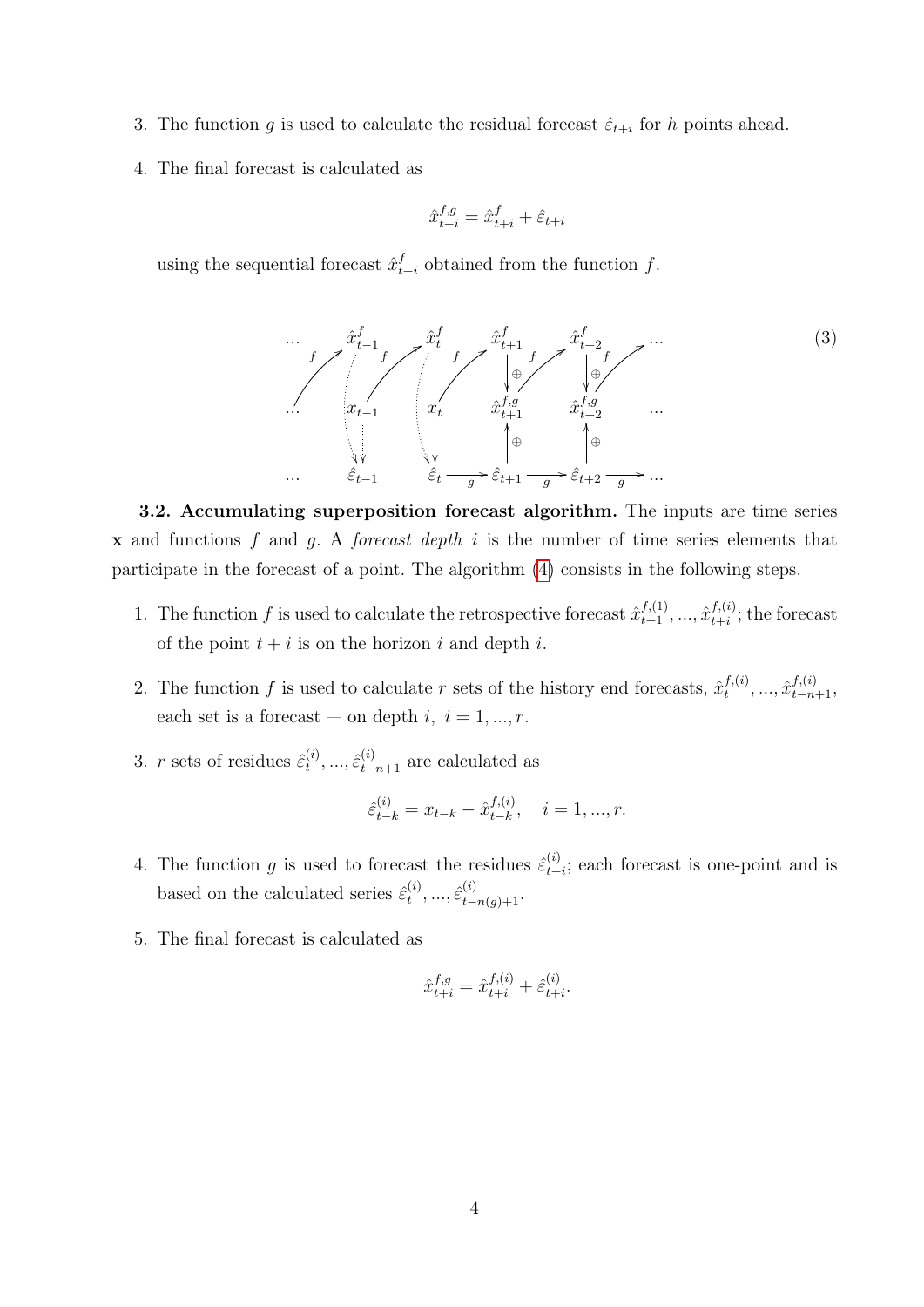3. The function $g$ is used to calculate the residual forecast $\hat{\varepsilon}_{t+i}$ for $h$ points ahead.

4. The final forecast is calculated as

$$\hat{x}^{f,g}_{t+i} = \hat{x}^{f}_{t+i} + \hat{\varepsilon}_{t+i}$$

using the sequential forecast $\hat{x}^{f}_{t+i}$ obtained from the function $f$.

$$\begin{array}{ccccccccc}
\ldots & \hat{x}^f_{t-1} & \hat{x}^f_t & \hat{x}^f_{t+1} & \hat{x}^f_{t+2} & \ldots \\
\ldots & x_{t-1} & x_t & \hat{x}^{f,g}_{t+1} & \hat{x}^{f,g}_{t+2} & \ldots \\
\ldots & \hat{\varepsilon}_{t-1} & \hat{\varepsilon}_t \xrightarrow{g} & \hat{\varepsilon}_{t+1} \xrightarrow{g} & \hat{\varepsilon}_{t+2} \xrightarrow{g} & \ldots
\end{array} \qquad (3)$$

**3.2. Accumulating superposition forecast algorithm.** The inputs are time series $\mathbf{x}$ and functions $f$ and $g$. A *forecast depth* $i$ is the number of time series elements that participate in the forecast of a point. The algorithm (4) consists in the following steps.

1. The function $f$ is used to calculate the retrospective forecast $\hat{x}^{f,(1)}_{t+1}, ..., \hat{x}^{f,(i)}_{t+i}$; the forecast of the point $t+i$ is on the horizon $i$ and depth $i$.

2. The function $f$ is used to calculate $r$ sets of the history end forecasts, $\hat{x}^{f,(i)}_{t}, ..., \hat{x}^{f,(i)}_{t-n+1}$, each set is a forecast — on depth $i$, $i = 1, ..., r$.

3. $r$ sets of residues $\hat{\varepsilon}^{(i)}_{t}, ..., \hat{\varepsilon}^{(i)}_{t-n+1}$ are calculated as

$$\hat{\varepsilon}^{(i)}_{t-k} = x_{t-k} - \hat{x}^{f,(i)}_{t-k}, \quad i = 1, ..., r.$$

4. The function $g$ is used to forecast the residues $\hat{\varepsilon}^{(i)}_{t+i}$; each forecast is one-point and is based on the calculated series $\hat{\varepsilon}^{(i)}_{t}, ..., \hat{\varepsilon}^{(i)}_{t-n(g)+1}$.

5. The final forecast is calculated as

$$\hat{x}^{f,g}_{t+i} = \hat{x}^{f,(i)}_{t+i} + \hat{\varepsilon}^{(i)}_{t+i}.$$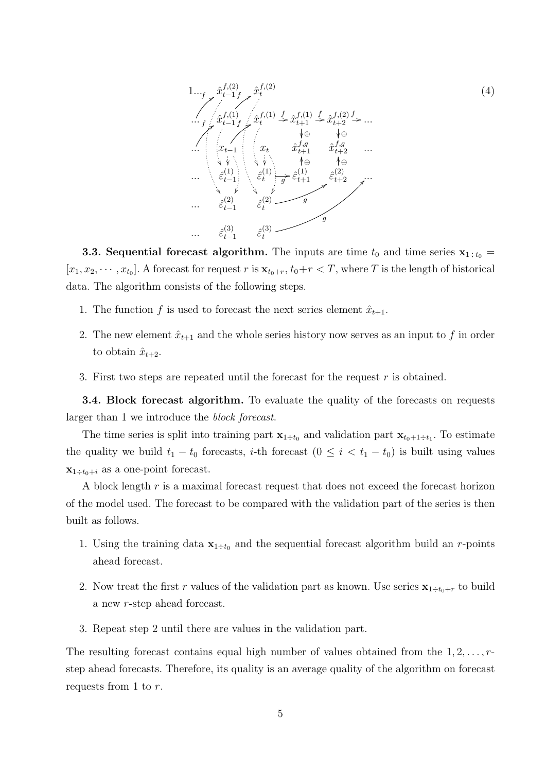$$
\begin{array}{cccccc}
1\ldots & \hat{x}^{f,(2)}_{t-1} & \hat{x}^{f,(2)}_{t} & & & \\
\ldots & \hat{x}^{f,(1)}_{t-1} & \hat{x}^{f,(1)}_{t} & \xrightarrow{f} \hat{x}^{f,(1)}_{t+1} & \xrightarrow{f} \hat{x}^{f,(2)}_{t+2} & \xrightarrow{f} \ldots \\
 & & & \downarrow\oplus & \downarrow\oplus & \\
\ldots & x_{t-1} & x_t & \hat{x}^{f,g}_{t+1} & \hat{x}^{f,g}_{t+2} & \ldots \\
 & & & \uparrow\oplus & \uparrow\oplus & \\
\ldots & \hat{\varepsilon}^{(1)}_{t-1} & \hat{\varepsilon}^{(1)}_{t} & \xrightarrow{g} \hat{\varepsilon}^{(1)}_{t+1} & \hat{\varepsilon}^{(2)}_{t+2} & \ldots \\
\ldots & \hat{\varepsilon}^{(2)}_{t-1} & \hat{\varepsilon}^{(2)}_{t} & & & \\
\ldots & \hat{\varepsilon}^{(3)}_{t-1} & \hat{\varepsilon}^{(3)}_{t} & & &
\end{array}
\qquad (4)
$$

**3.3. Sequential forecast algorithm.** The inputs are time $t_0$ and time series $\mathbf{x}_{1\div t_0} = [x_1, x_2, \cdots, x_{t_0}]$. A forecast for request $r$ is $\mathbf{x}_{t_0+r}$, $t_0+r < T$, where $T$ is the length of historical data. The algorithm consists of the following steps.

1. The function $f$ is used to forecast the next series element $\hat{x}_{t+1}$.

2. The new element $\hat{x}_{t+1}$ and the whole series history now serves as an input to $f$ in order to obtain $\hat{x}_{t+2}$.

3. First two steps are repeated until the forecast for the request $r$ is obtained.

**3.4. Block forecast algorithm.** To evaluate the quality of the forecasts on requests larger than 1 we introduce the *block forecast*.

The time series is split into training part $\mathbf{x}_{1\div t_0}$ and validation part $\mathbf{x}_{t_0+1\div t_1}$. To estimate the quality we build $t_1 - t_0$ forecasts, $i$-th forecast ($0 \leq i < t_1 - t_0$) is built using values $\mathbf{x}_{1\div t_0+i}$ as a one-point forecast.

A block length $r$ is a maximal forecast request that does not exceed the forecast horizon of the model used. The forecast to be compared with the validation part of the series is then built as follows.

1. Using the training data $\mathbf{x}_{1\div t_0}$ and the sequential forecast algorithm build an $r$-points ahead forecast.

2. Now treat the first $r$ values of the validation part as known. Use series $\mathbf{x}_{1\div t_0+r}$ to build a new $r$-step ahead forecast.

3. Repeat step 2 until there are values in the validation part.

The resulting forecast contains equal high number of values obtained from the $1, 2, \ldots, r$-step ahead forecasts. Therefore, its quality is an average quality of the algorithm on forecast requests from 1 to $r$.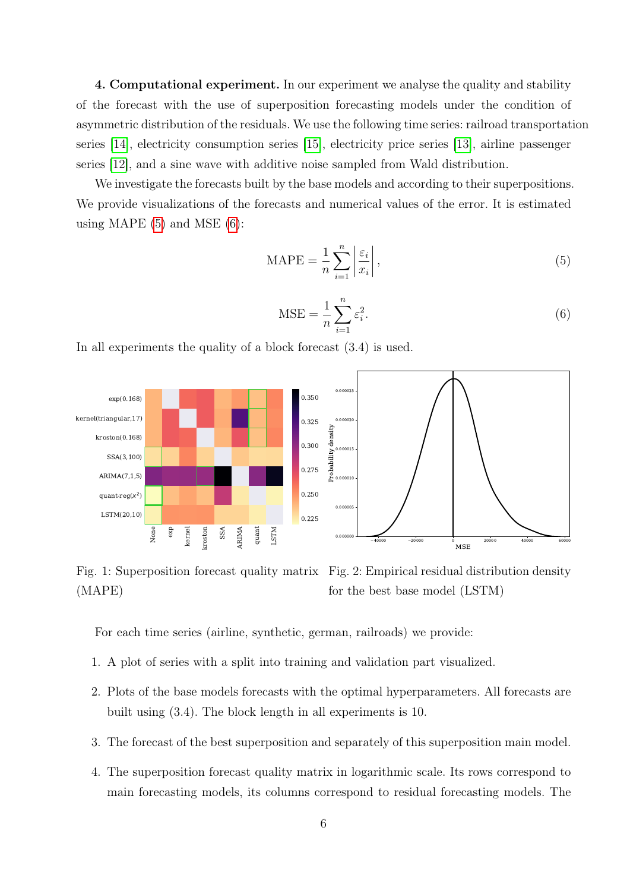**4. Computational experiment.** In our experiment we analyse the quality and stability of the forecast with the use of superposition forecasting models under the condition of asymmetric distribution of the residuals. We use the following time series: railroad transportation series [14], electricity consumption series [15], electricity price series [13], airline passenger series [12], and a sine wave with additive noise sampled from Wald distribution.

We investigate the forecasts built by the base models and according to their superpositions. We provide visualizations of the forecasts and numerical values of the error. It is estimated using MAPE (5) and MSE (6):

$$\text{MAPE} = \frac{1}{n}\sum_{i=1}^{n}\left|\frac{\varepsilon_i}{x_i}\right|, \tag{5}$$

$$\text{MSE} = \frac{1}{n}\sum_{i=1}^{n}\varepsilon_i^2. \tag{6}$$

In all experiments the quality of a block forecast (3.4) is used.

Fig. 1: Superposition forecast quality matrix (MAPE)

Fig. 2: Empirical residual distribution density for the best base model (LSTM)

For each time series (airline, synthetic, german, railroads) we provide:

1. A plot of series with a split into training and validation part visualized.
2. Plots of the base models forecasts with the optimal hyperparameters. All forecasts are built using (3.4). The block length in all experiments is 10.
3. The forecast of the best superposition and separately of this superposition main model.
4. The superposition forecast quality matrix in logarithmic scale. Its rows correspond to main forecasting models, its columns correspond to residual forecasting models. The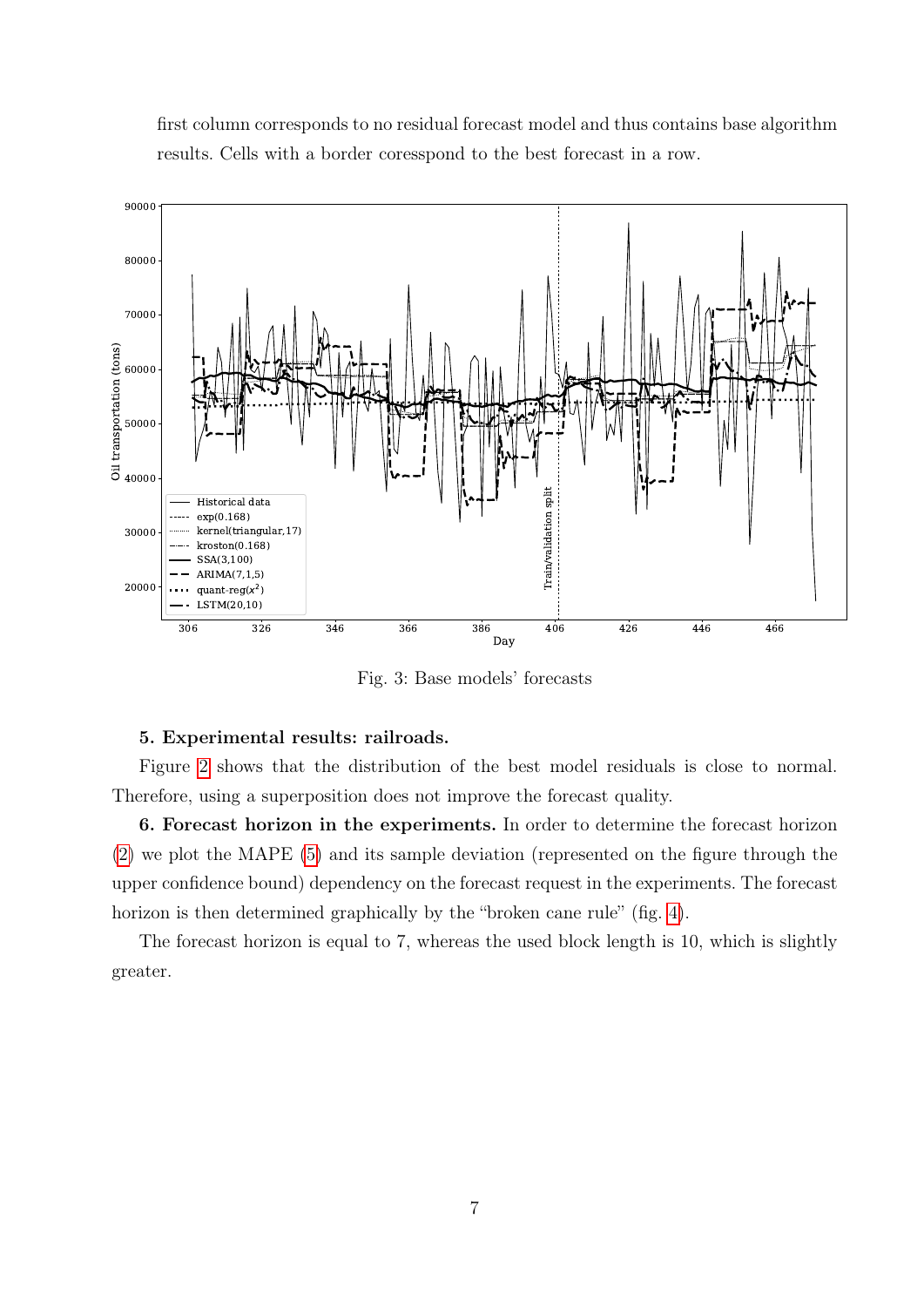first column corresponds to no residual forecast model and thus contains base algorithm results. Cells with a border coresspond to the best forecast in a row.

Fig. 3: Base models' forecasts

**5. Experimental results: railroads.**

Figure 2 shows that the distribution of the best model residuals is close to normal. Therefore, using a superposition does not improve the forecast quality.

**6. Forecast horizon in the experiments.** In order to determine the forecast horizon (2) we plot the MAPE (5) and its sample deviation (represented on the figure through the upper confidence bound) dependency on the forecast request in the experiments. The forecast horizon is then determined graphically by the "broken cane rule" (fig. 4).

The forecast horizon is equal to 7, whereas the used block length is 10, which is slightly greater.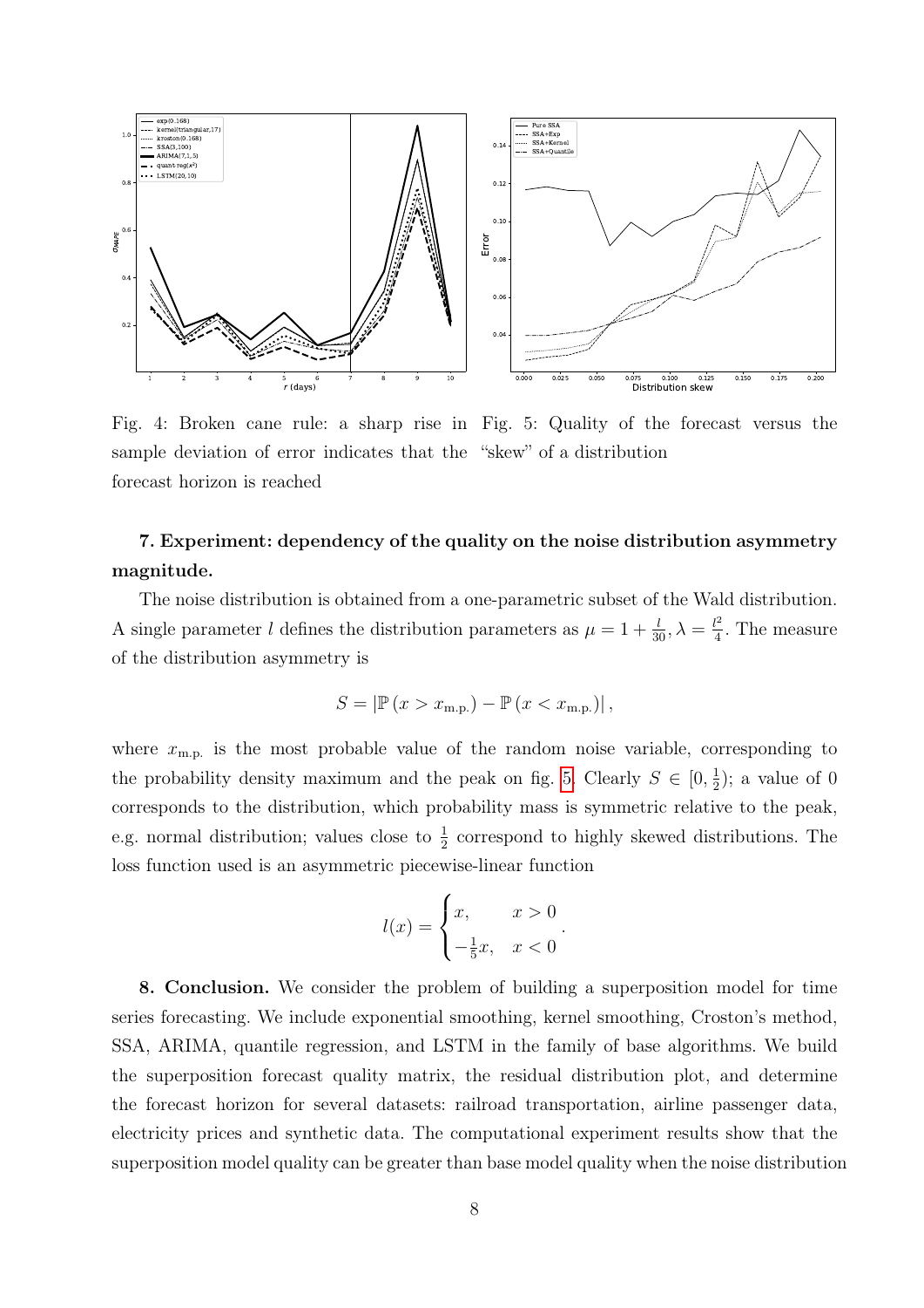Fig. 4: Broken cane rule: a sharp rise in sample deviation of error indicates that the forecast horizon is reached

Fig. 5: Quality of the forecast versus the "skew" of a distribution

**7. Experiment: dependency of the quality on the noise distribution asymmetry magnitude.**

The noise distribution is obtained from a one-parametric subset of the Wald distribution. A single parameter $l$ defines the distribution parameters as $\mu = 1 + \frac{l}{30}, \lambda = \frac{l^2}{4}$. The measure of the distribution asymmetry is

$$S = \left|\mathbb{P}\left(x > x_{\text{m.p.}}\right) - \mathbb{P}\left(x < x_{\text{m.p.}}\right)\right|,$$

where $x_{\text{m.p.}}$ is the most probable value of the random noise variable, corresponding to the probability density maximum and the peak on fig. 5. Clearly $S \in [0, \frac{1}{2})$; a value of 0 corresponds to the distribution, which probability mass is symmetric relative to the peak, e.g. normal distribution; values close to $\frac{1}{2}$ correspond to highly skewed distributions. The loss function used is an asymmetric piecewise-linear function

$$l(x) = \begin{cases} x, & x > 0 \\ -\frac{1}{5}x, & x < 0 \end{cases}.$$

**8. Conclusion.** We consider the problem of building a superposition model for time series forecasting. We include exponential smoothing, kernel smoothing, Croston's method, SSA, ARIMA, quantile regression, and LSTM in the family of base algorithms. We build the superposition forecast quality matrix, the residual distribution plot, and determine the forecast horizon for several datasets: railroad transportation, airline passenger data, electricity prices and synthetic data. The computational experiment results show that the superposition model quality can be greater than base model quality when the noise distribution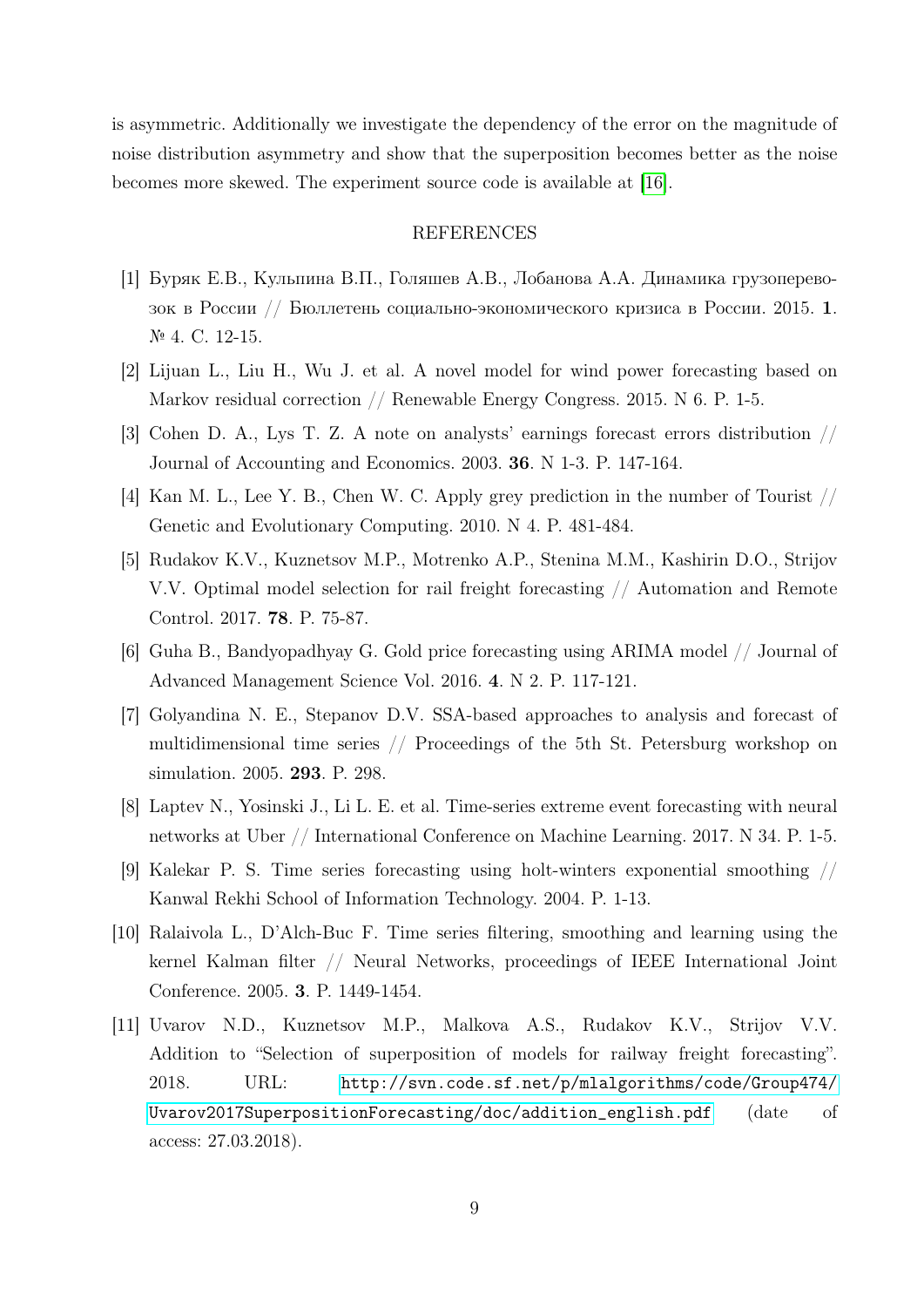is asymmetric. Additionally we investigate the dependency of the error on the magnitude of noise distribution asymmetry and show that the superposition becomes better as the noise becomes more skewed. The experiment source code is available at [16].

## REFERENCES

[1] Буряк Е.В., Кульпина В.П., Голяшев А.В., Лобанова А.А. Динамика грузоперевозок в России // Бюллетень социально-экономического кризиса в России. 2015. **1**. № 4. С. 12-15.

[2] Lijuan L., Liu H., Wu J. et al. A novel model for wind power forecasting based on Markov residual correction // Renewable Energy Congress. 2015. N 6. P. 1-5.

[3] Cohen D. A., Lys T. Z. A note on analysts' earnings forecast errors distribution // Journal of Accounting and Economics. 2003. **36**. N 1-3. P. 147-164.

[4] Kan M. L., Lee Y. B., Chen W. C. Apply grey prediction in the number of Tourist // Genetic and Evolutionary Computing. 2010. N 4. P. 481-484.

[5] Rudakov K.V., Kuznetsov M.P., Motrenko A.P., Stenina M.M., Kashirin D.O., Strijov V.V. Optimal model selection for rail freight forecasting // Automation and Remote Control. 2017. **78**. P. 75-87.

[6] Guha B., Bandyopadhyay G. Gold price forecasting using ARIMA model // Journal of Advanced Management Science Vol. 2016. **4**. N 2. P. 117-121.

[7] Golyandina N. E., Stepanov D.V. SSA-based approaches to analysis and forecast of multidimensional time series // Proceedings of the 5th St. Petersburg workshop on simulation. 2005. **293**. P. 298.

[8] Laptev N., Yosinski J., Li L. E. et al. Time-series extreme event forecasting with neural networks at Uber // International Conference on Machine Learning. 2017. N 34. P. 1-5.

[9] Kalekar P. S. Time series forecasting using holt-winters exponential smoothing // Kanwal Rekhi School of Information Technology. 2004. P. 1-13.

[10] Ralaivola L., D'Alch-Buc F. Time series filtering, smoothing and learning using the kernel Kalman filter // Neural Networks, proceedings of IEEE International Joint Conference. 2005. **3**. P. 1449-1454.

[11] Uvarov N.D., Kuznetsov M.P., Malkova A.S., Rudakov K.V., Strijov V.V. Addition to "Selection of superposition of models for railway freight forecasting". 2018. URL: `http://svn.code.sf.net/p/mlalgorithms/code/Group474/Uvarov2017SuperpositionForecasting/doc/addition_english.pdf` (date of access: 27.03.2018).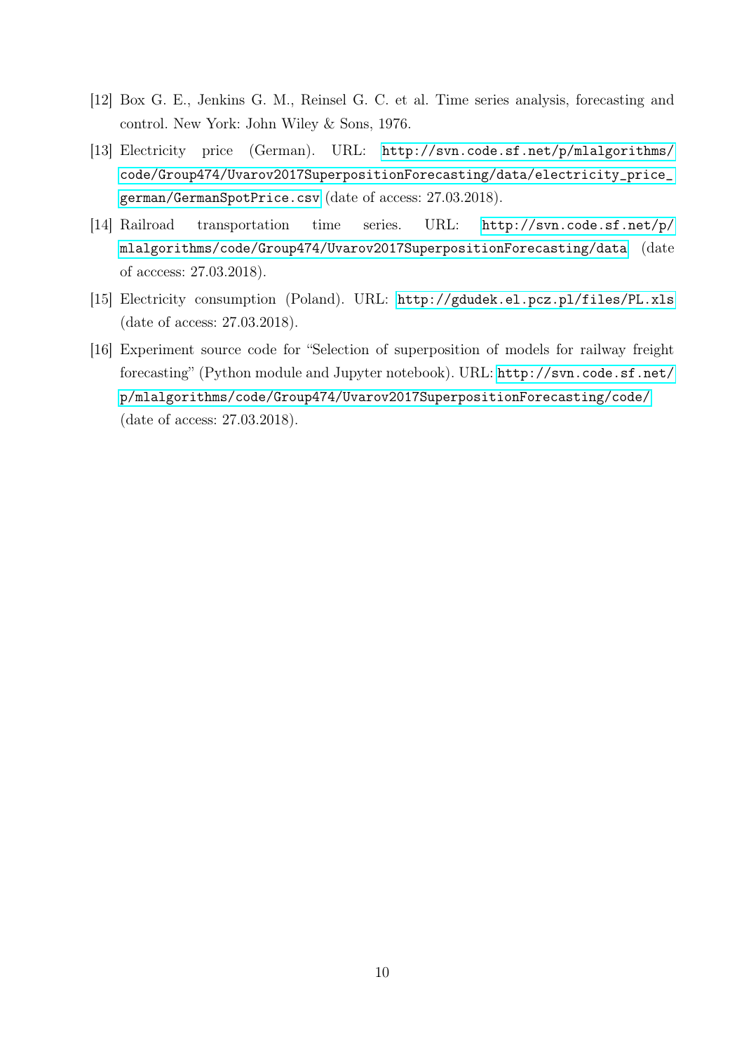[12] Box G. E., Jenkins G. M., Reinsel G. C. et al. Time series analysis, forecasting and control. New York: John Wiley & Sons, 1976.

[13] Electricity price (German). URL: http://svn.code.sf.net/p/mlalgorithms/code/Group474/Uvarov2017SuperpositionForecasting/data/electricity_price_german/GermanSpotPrice.csv (date of access: 27.03.2018).

[14] Railroad transportation time series. URL: http://svn.code.sf.net/p/mlalgorithms/code/Group474/Uvarov2017SuperpositionForecasting/data (date of acccess: 27.03.2018).

[15] Electricity consumption (Poland). URL: http://gdudek.el.pcz.pl/files/PL.xls (date of access: 27.03.2018).

[16] Experiment source code for "Selection of superposition of models for railway freight forecasting" (Python module and Jupyter notebook). URL: http://svn.code.sf.net/p/mlalgorithms/code/Group474/Uvarov2017SuperpositionForecasting/code/ (date of access: 27.03.2018).